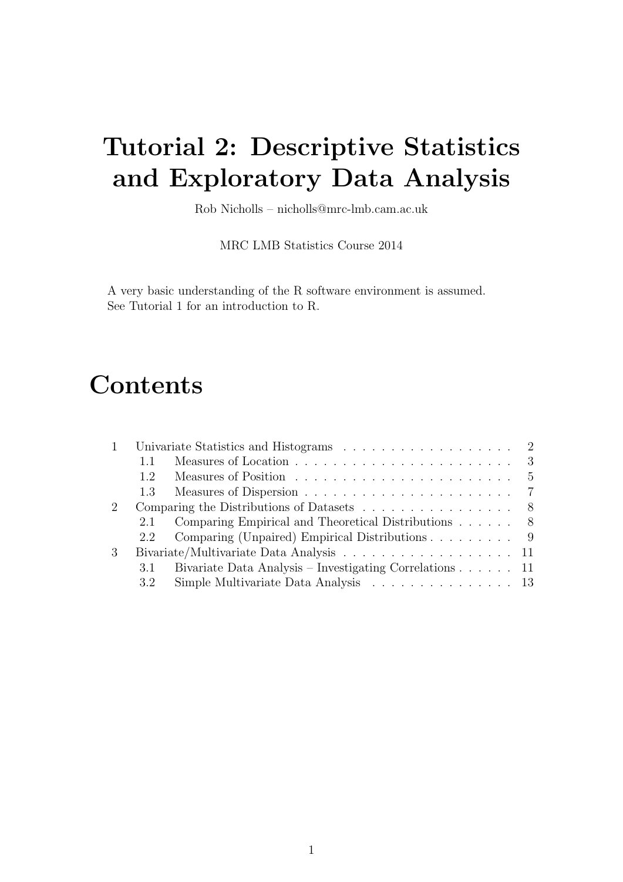# Tutorial 2: Descriptive Statistics and Exploratory Data Analysis

Rob Nicholls – nicholls@mrc-lmb.cam.ac.uk

MRC LMB Statistics Course 2014

A very basic understanding of the R software environment is assumed.
See Tutorial 1 for an introduction to R.

# Contents

| | | |
|---|---|---|
| 1 | Univariate Statistics and Histograms | 2 |
| 1.1 | Measures of Location | 3 |
| 1.2 | Measures of Position | 5 |
| 1.3 | Measures of Dispersion | 7 |
| 2 | Comparing the Distributions of Datasets | 8 |
| 2.1 | Comparing Empirical and Theoretical Distributions | 8 |
| 2.2 | Comparing (Unpaired) Empirical Distributions | 9 |
| 3 | Bivariate/Multivariate Data Analysis | 11 |
| 3.1 | Bivariate Data Analysis – Investigating Correlations | 11 |
| 3.2 | Simple Multivariate Data Analysis | 13 |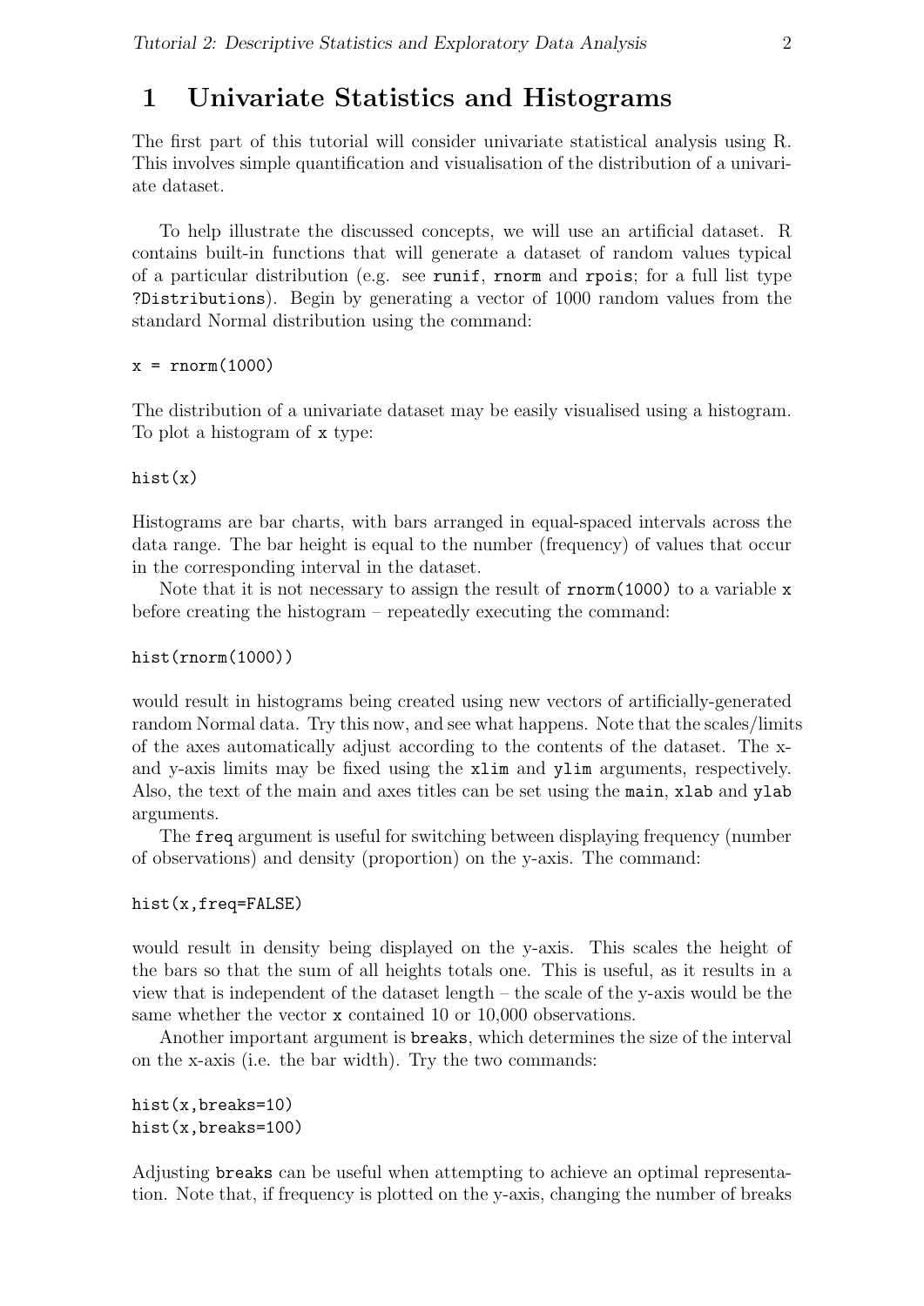# 1 Univariate Statistics and Histograms

The first part of this tutorial will consider univariate statistical analysis using R. This involves simple quantification and visualisation of the distribution of a univariate dataset.

To help illustrate the discussed concepts, we will use an artificial dataset. R contains built-in functions that will generate a dataset of random values typical of a particular distribution (e.g. see `runif`, `rnorm` and `rpois`; for a full list type `?Distributions`). Begin by generating a vector of 1000 random values from the standard Normal distribution using the command:

```
x = rnorm(1000)
```

The distribution of a univariate dataset may be easily visualised using a histogram. To plot a histogram of `x` type:

```
hist(x)
```

Histograms are bar charts, with bars arranged in equal-spaced intervals across the data range. The bar height is equal to the number (frequency) of values that occur in the corresponding interval in the dataset.

Note that it is not necessary to assign the result of `rnorm(1000)` to a variable `x` before creating the histogram – repeatedly executing the command:

```
hist(rnorm(1000))
```

would result in histograms being created using new vectors of artificially-generated random Normal data. Try this now, and see what happens. Note that the scales/limits of the axes automatically adjust according to the contents of the dataset. The x- and y-axis limits may be fixed using the `xlim` and `ylim` arguments, respectively. Also, the text of the main and axes titles can be set using the `main`, `xlab` and `ylab` arguments.

The `freq` argument is useful for switching between displaying frequency (number of observations) and density (proportion) on the y-axis. The command:

```
hist(x,freq=FALSE)
```

would result in density being displayed on the y-axis. This scales the height of the bars so that the sum of all heights totals one. This is useful, as it results in a view that is independent of the dataset length – the scale of the y-axis would be the same whether the vector `x` contained 10 or 10,000 observations.

Another important argument is `breaks`, which determines the size of the interval on the x-axis (i.e. the bar width). Try the two commands:

```
hist(x,breaks=10)
hist(x,breaks=100)
```

Adjusting `breaks` can be useful when attempting to achieve an optimal representation. Note that, if frequency is plotted on the y-axis, changing the number of breaks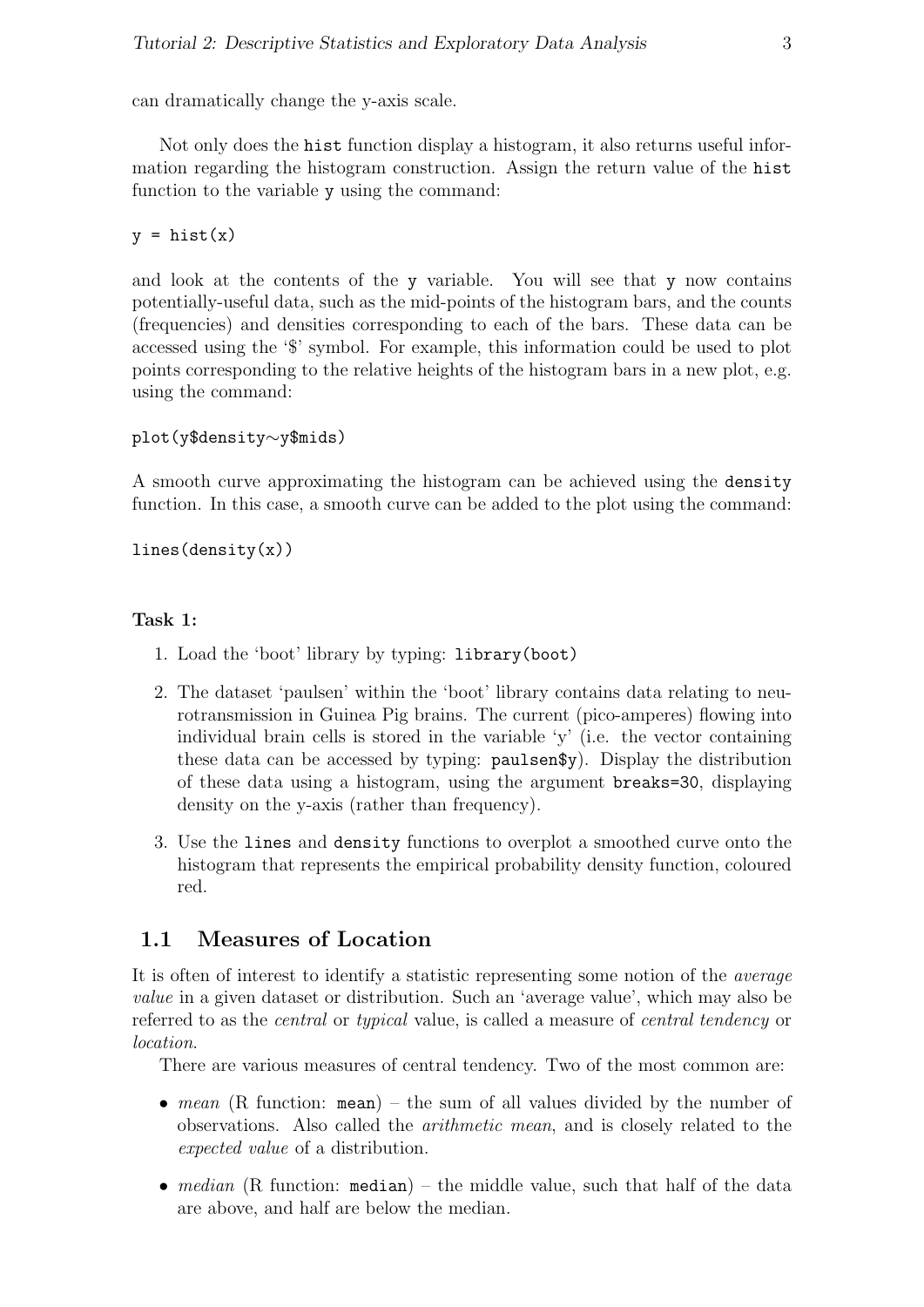can dramatically change the y-axis scale.

Not only does the `hist` function display a histogram, it also returns useful information regarding the histogram construction. Assign the return value of the `hist` function to the variable `y` using the command:

```
y = hist(x)
```

and look at the contents of the `y` variable. You will see that `y` now contains potentially-useful data, such as the mid-points of the histogram bars, and the counts (frequencies) and densities corresponding to each of the bars. These data can be accessed using the '$' symbol. For example, this information could be used to plot points corresponding to the relative heights of the histogram bars in a new plot, e.g. using the command:

```
plot(y$density~y$mids)
```

A smooth curve approximating the histogram can be achieved using the `density` function. In this case, a smooth curve can be added to the plot using the command:

```
lines(density(x))
```

**Task 1:**

1. Load the 'boot' library by typing: `library(boot)`
2. The dataset 'paulsen' within the 'boot' library contains data relating to neurotransmission in Guinea Pig brains. The current (pico-amperes) flowing into individual brain cells is stored in the variable 'y' (i.e. the vector containing these data can be accessed by typing: `paulsen$y`). Display the distribution of these data using a histogram, using the argument `breaks=30`, displaying density on the y-axis (rather than frequency).
3. Use the `lines` and `density` functions to overplot a smoothed curve onto the histogram that represents the empirical probability density function, coloured red.

## 1.1 Measures of Location

It is often of interest to identify a statistic representing some notion of the *average value* in a given dataset or distribution. Such an 'average value', which may also be referred to as the *central* or *typical* value, is called a measure of *central tendency* or *location*.

There are various measures of central tendency. Two of the most common are:

- *mean* (R function: `mean`) – the sum of all values divided by the number of observations. Also called the *arithmetic mean*, and is closely related to the *expected value* of a distribution.
- *median* (R function: `median`) – the middle value, such that half of the data are above, and half are below the median.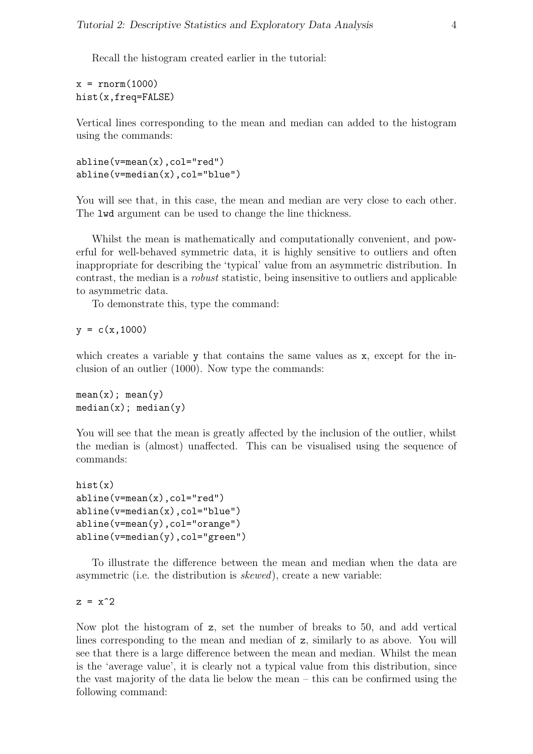Recall the histogram created earlier in the tutorial:

```
x = rnorm(1000)
hist(x,freq=FALSE)
```

Vertical lines corresponding to the mean and median can added to the histogram using the commands:

```
abline(v=mean(x),col="red")
abline(v=median(x),col="blue")
```

You will see that, in this case, the mean and median are very close to each other. The `lwd` argument can be used to change the line thickness.

Whilst the mean is mathematically and computationally convenient, and powerful for well-behaved symmetric data, it is highly sensitive to outliers and often inappropriate for describing the 'typical' value from an asymmetric distribution. In contrast, the median is a *robust* statistic, being insensitive to outliers and applicable to asymmetric data.

To demonstrate this, type the command:

```
y = c(x,1000)
```

which creates a variable `y` that contains the same values as `x`, except for the inclusion of an outlier (1000). Now type the commands:

```
mean(x); mean(y)
median(x); median(y)
```

You will see that the mean is greatly affected by the inclusion of the outlier, whilst the median is (almost) unaffected. This can be visualised using the sequence of commands:

```
hist(x)
abline(v=mean(x),col="red")
abline(v=median(x),col="blue")
abline(v=mean(y),col="orange")
abline(v=median(y),col="green")
```

To illustrate the difference between the mean and median when the data are asymmetric (i.e. the distribution is *skewed*), create a new variable:

```
z = x^2
```

Now plot the histogram of `z`, set the number of breaks to 50, and add vertical lines corresponding to the mean and median of `z`, similarly to as above. You will see that there is a large difference between the mean and median. Whilst the mean is the 'average value', it is clearly not a typical value from this distribution, since the vast majority of the data lie below the mean – this can be confirmed using the following command: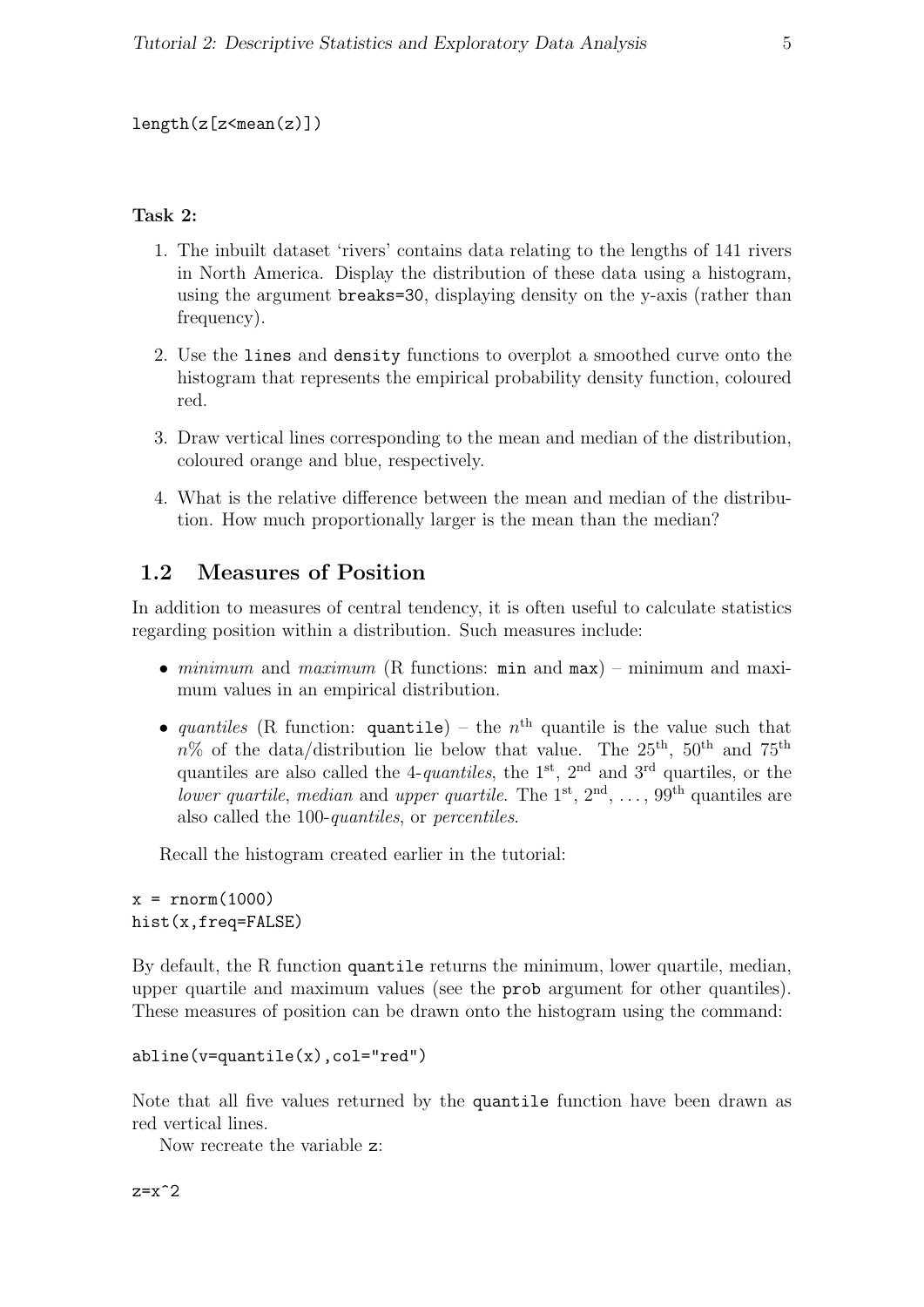```
length(z[z<mean(z)])
```

**Task 2:**

1. The inbuilt dataset 'rivers' contains data relating to the lengths of 141 rivers in North America. Display the distribution of these data using a histogram, using the argument `breaks=30`, displaying density on the y-axis (rather than frequency).

2. Use the `lines` and `density` functions to overplot a smoothed curve onto the histogram that represents the empirical probability density function, coloured red.

3. Draw vertical lines corresponding to the mean and median of the distribution, coloured orange and blue, respectively.

4. What is the relative difference between the mean and median of the distribution. How much proportionally larger is the mean than the median?

## 1.2 Measures of Position

In addition to measures of central tendency, it is often useful to calculate statistics regarding position within a distribution. Such measures include:

- *minimum* and *maximum* (R functions: `min` and `max`) – minimum and maximum values in an empirical distribution.

- *quantiles* (R function: `quantile`) – the $n^{\text{th}}$ quantile is the value such that $n\%$ of the data/distribution lie below that value. The $25^{\text{th}}$, $50^{\text{th}}$ and $75^{\text{th}}$ quantiles are also called the 4-*quantiles*, the $1^{\text{st}}$, $2^{\text{nd}}$ and $3^{\text{rd}}$ quartiles, or the *lower quartile*, *median* and *upper quartile*. The $1^{\text{st}}$, $2^{\text{nd}}$, ..., $99^{\text{th}}$ quantiles are also called the 100-*quantiles*, or *percentiles*.

Recall the histogram created earlier in the tutorial:

```
x = rnorm(1000)
hist(x,freq=FALSE)
```

By default, the R function `quantile` returns the minimum, lower quartile, median, upper quartile and maximum values (see the `prob` argument for other quantiles). These measures of position can be drawn onto the histogram using the command:

```
abline(v=quantile(x),col="red")
```

Note that all five values returned by the `quantile` function have been drawn as red vertical lines.

Now recreate the variable `z`:

```
z=x^2
```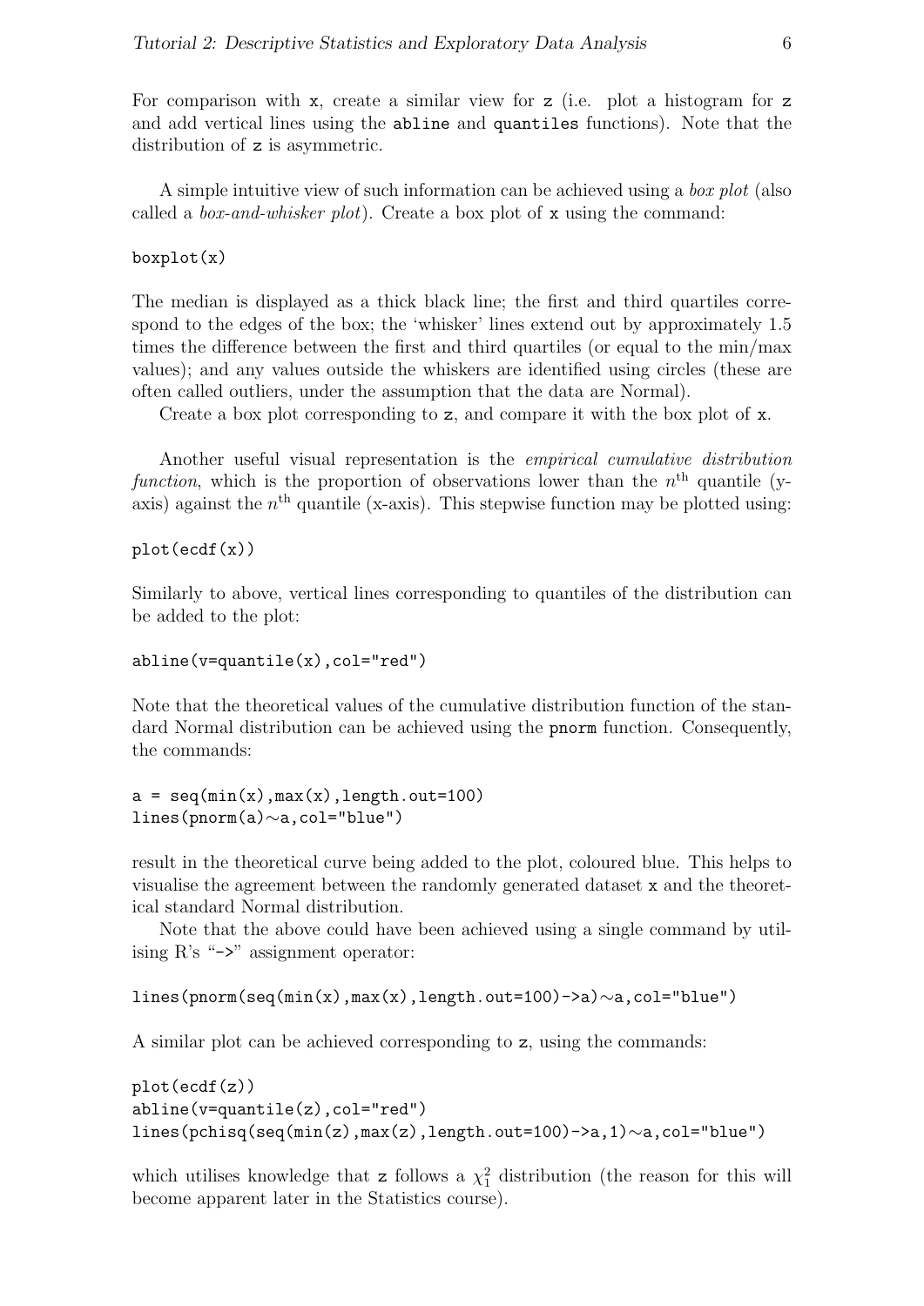For comparison with `x`, create a similar view for `z` (i.e. plot a histogram for `z` and add vertical lines using the `abline` and `quantiles` functions). Note that the distribution of `z` is asymmetric.

A simple intuitive view of such information can be achieved using a *box plot* (also called a *box-and-whisker plot*). Create a box plot of `x` using the command:

```
boxplot(x)
```

The median is displayed as a thick black line; the first and third quartiles correspond to the edges of the box; the 'whisker' lines extend out by approximately 1.5 times the difference between the first and third quartiles (or equal to the min/max values); and any values outside the whiskers are identified using circles (these are often called outliers, under the assumption that the data are Normal).

Create a box plot corresponding to `z`, and compare it with the box plot of `x`.

Another useful visual representation is the *empirical cumulative distribution function*, which is the proportion of observations lower than the $n^{\text{th}}$ quantile (y-axis) against the $n^{\text{th}}$ quantile (x-axis). This stepwise function may be plotted using:

```
plot(ecdf(x))
```

Similarly to above, vertical lines corresponding to quantiles of the distribution can be added to the plot:

```
abline(v=quantile(x),col="red")
```

Note that the theoretical values of the cumulative distribution function of the standard Normal distribution can be achieved using the `pnorm` function. Consequently, the commands:

```
a = seq(min(x),max(x),length.out=100)
lines(pnorm(a)~a,col="blue")
```

result in the theoretical curve being added to the plot, coloured blue. This helps to visualise the agreement between the randomly generated dataset `x` and the theoretical standard Normal distribution.

Note that the above could have been achieved using a single command by utilising R's "`->`" assignment operator:

```
lines(pnorm(seq(min(x),max(x),length.out=100)->a)~a,col="blue")
```

A similar plot can be achieved corresponding to `z`, using the commands:

```
plot(ecdf(z))
abline(v=quantile(z),col="red")
lines(pchisq(seq(min(z),max(z),length.out=100)->a,1)~a,col="blue")
```

which utilises knowledge that `z` follows a $\chi^2_1$ distribution (the reason for this will become apparent later in the Statistics course).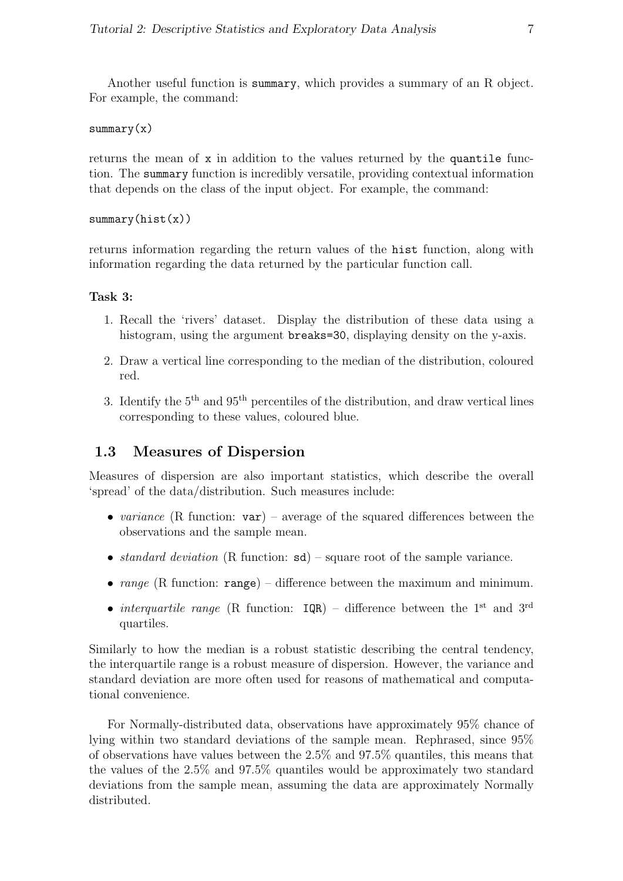Another useful function is `summary`, which provides a summary of an R object. For example, the command:

```
summary(x)
```

returns the mean of `x` in addition to the values returned by the `quantile` function. The `summary` function is incredibly versatile, providing contextual information that depends on the class of the input object. For example, the command:

```
summary(hist(x))
```

returns information regarding the return values of the `hist` function, along with information regarding the data returned by the particular function call.

**Task 3:**

1. Recall the 'rivers' dataset. Display the distribution of these data using a histogram, using the argument `breaks=30`, displaying density on the y-axis.
2. Draw a vertical line corresponding to the median of the distribution, coloured red.
3. Identify the $5^{\text{th}}$ and $95^{\text{th}}$ percentiles of the distribution, and draw vertical lines corresponding to these values, coloured blue.

## 1.3 Measures of Dispersion

Measures of dispersion are also important statistics, which describe the overall 'spread' of the data/distribution. Such measures include:

- *variance* (R function: `var`) – average of the squared differences between the observations and the sample mean.
- *standard deviation* (R function: `sd`) – square root of the sample variance.
- *range* (R function: `range`) – difference between the maximum and minimum.
- *interquartile range* (R function: `IQR`) – difference between the $1^{\text{st}}$ and $3^{\text{rd}}$ quartiles.

Similarly to how the median is a robust statistic describing the central tendency, the interquartile range is a robust measure of dispersion. However, the variance and standard deviation are more often used for reasons of mathematical and computational convenience.

For Normally-distributed data, observations have approximately 95% chance of lying within two standard deviations of the sample mean. Rephrased, since 95% of observations have values between the 2.5% and 97.5% quantiles, this means that the values of the 2.5% and 97.5% quantiles would be approximately two standard deviations from the sample mean, assuming the data are approximately Normally distributed.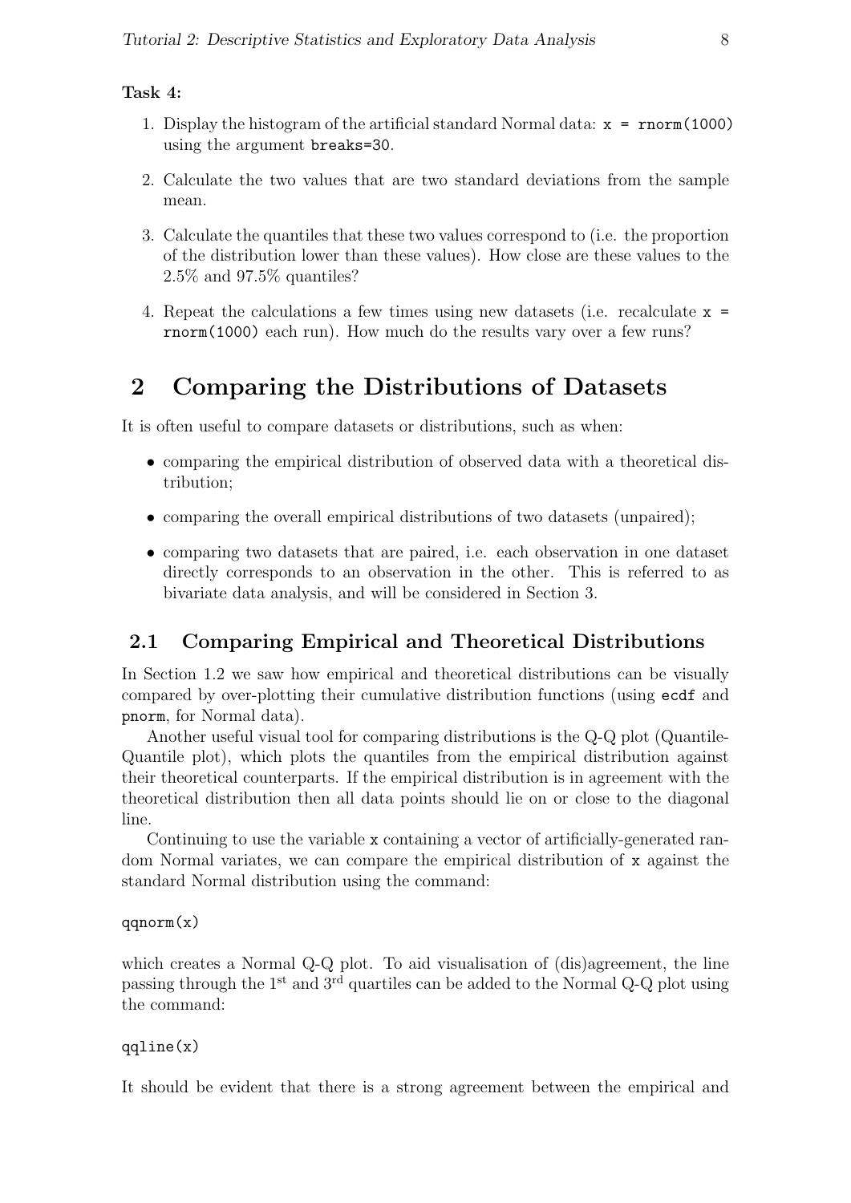**Task 4:**

1. Display the histogram of the artificial standard Normal data: `x = rnorm(1000)` using the argument `breaks=30`.
2. Calculate the two values that are two standard deviations from the sample mean.
3. Calculate the quantiles that these two values correspond to (i.e. the proportion of the distribution lower than these values). How close are these values to the 2.5% and 97.5% quantiles?
4. Repeat the calculations a few times using new datasets (i.e. recalculate `x = rnorm(1000)` each run). How much do the results vary over a few runs?

# 2 Comparing the Distributions of Datasets

It is often useful to compare datasets or distributions, such as when:

- comparing the empirical distribution of observed data with a theoretical distribution;
- comparing the overall empirical distributions of two datasets (unpaired);
- comparing two datasets that are paired, i.e. each observation in one dataset directly corresponds to an observation in the other. This is referred to as bivariate data analysis, and will be considered in Section 3.

## 2.1 Comparing Empirical and Theoretical Distributions

In Section 1.2 we saw how empirical and theoretical distributions can be visually compared by over-plotting their cumulative distribution functions (using `ecdf` and `pnorm`, for Normal data).

Another useful visual tool for comparing distributions is the Q-Q plot (Quantile-Quantile plot), which plots the quantiles from the empirical distribution against their theoretical counterparts. If the empirical distribution is in agreement with the theoretical distribution then all data points should lie on or close to the diagonal line.

Continuing to use the variable `x` containing a vector of artificially-generated random Normal variates, we can compare the empirical distribution of `x` against the standard Normal distribution using the command:

```
qqnorm(x)
```

which creates a Normal Q-Q plot. To aid visualisation of (dis)agreement, the line passing through the 1st and 3rd quartiles can be added to the Normal Q-Q plot using the command:

```
qqline(x)
```

It should be evident that there is a strong agreement between the empirical and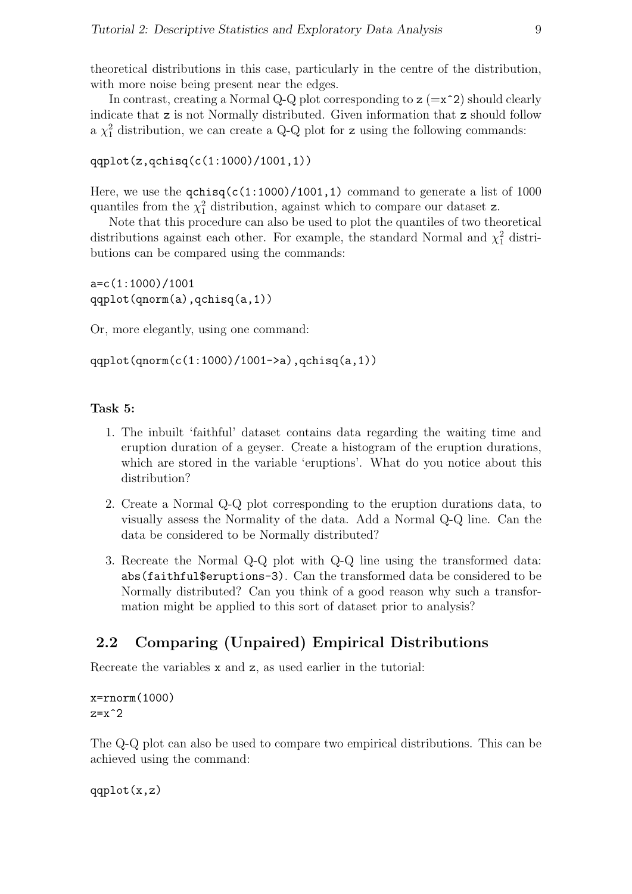theoretical distributions in this case, particularly in the centre of the distribution, with more noise being present near the edges.

In contrast, creating a Normal Q-Q plot corresponding to `z` (=`x^2`) should clearly indicate that `z` is not Normally distributed. Given information that `z` should follow a $\chi^2_1$ distribution, we can create a Q-Q plot for `z` using the following commands:

```
qqplot(z,qchisq(c(1:1000)/1001,1))
```

Here, we use the `qchisq(c(1:1000)/1001,1)` command to generate a list of 1000 quantiles from the $\chi^2_1$ distribution, against which to compare our dataset `z`.

Note that this procedure can also be used to plot the quantiles of two theoretical distributions against each other. For example, the standard Normal and $\chi^2_1$ distributions can be compared using the commands:

```
a=c(1:1000)/1001
qqplot(qnorm(a),qchisq(a,1))
```

Or, more elegantly, using one command:

```
qqplot(qnorm(c(1:1000)/1001->a),qchisq(a,1))
```

**Task 5:**

1. The inbuilt 'faithful' dataset contains data regarding the waiting time and eruption duration of a geyser. Create a histogram of the eruption durations, which are stored in the variable 'eruptions'. What do you notice about this distribution?
2. Create a Normal Q-Q plot corresponding to the eruption durations data, to visually assess the Normality of the data. Add a Normal Q-Q line. Can the data be considered to be Normally distributed?
3. Recreate the Normal Q-Q plot with Q-Q line using the transformed data: `abs(faithful$eruptions-3)`. Can the transformed data be considered to be Normally distributed? Can you think of a good reason why such a transformation might be applied to this sort of dataset prior to analysis?

## 2.2 Comparing (Unpaired) Empirical Distributions

Recreate the variables `x` and `z`, as used earlier in the tutorial:

```
x=rnorm(1000)
z=x^2
```

The Q-Q plot can also be used to compare two empirical distributions. This can be achieved using the command:

```
qqplot(x,z)
```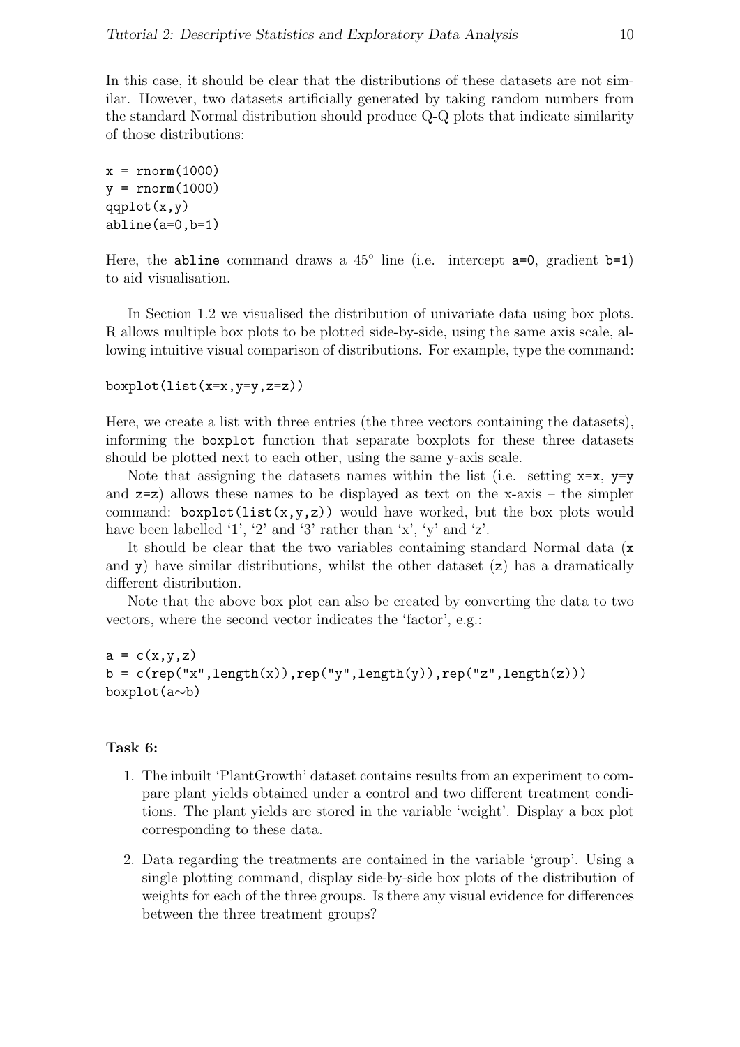In this case, it should be clear that the distributions of these datasets are not similar. However, two datasets artificially generated by taking random numbers from the standard Normal distribution should produce Q-Q plots that indicate similarity of those distributions:

```
x = rnorm(1000)
y = rnorm(1000)
qqplot(x,y)
abline(a=0,b=1)
```

Here, the `abline` command draws a 45° line (i.e. intercept `a=0`, gradient `b=1`) to aid visualisation.

In Section 1.2 we visualised the distribution of univariate data using box plots. R allows multiple box plots to be plotted side-by-side, using the same axis scale, allowing intuitive visual comparison of distributions. For example, type the command:

```
boxplot(list(x=x,y=y,z=z))
```

Here, we create a list with three entries (the three vectors containing the datasets), informing the `boxplot` function that separate boxplots for these three datasets should be plotted next to each other, using the same y-axis scale.

Note that assigning the datasets names within the list (i.e. setting `x=x`, `y=y` and `z=z`) allows these names to be displayed as text on the x-axis – the simpler command: `boxplot(list(x,y,z))` would have worked, but the box plots would have been labelled '1', '2' and '3' rather than 'x', 'y' and 'z'.

It should be clear that the two variables containing standard Normal data (`x` and `y`) have similar distributions, whilst the other dataset (`z`) has a dramatically different distribution.

Note that the above box plot can also be created by converting the data to two vectors, where the second vector indicates the 'factor', e.g.:

```
a = c(x,y,z)
b = c(rep("x",length(x)),rep("y",length(y)),rep("z",length(z)))
boxplot(a~b)
```

**Task 6:**

1. The inbuilt 'PlantGrowth' dataset contains results from an experiment to compare plant yields obtained under a control and two different treatment conditions. The plant yields are stored in the variable 'weight'. Display a box plot corresponding to these data.

2. Data regarding the treatments are contained in the variable 'group'. Using a single plotting command, display side-by-side box plots of the distribution of weights for each of the three groups. Is there any visual evidence for differences between the three treatment groups?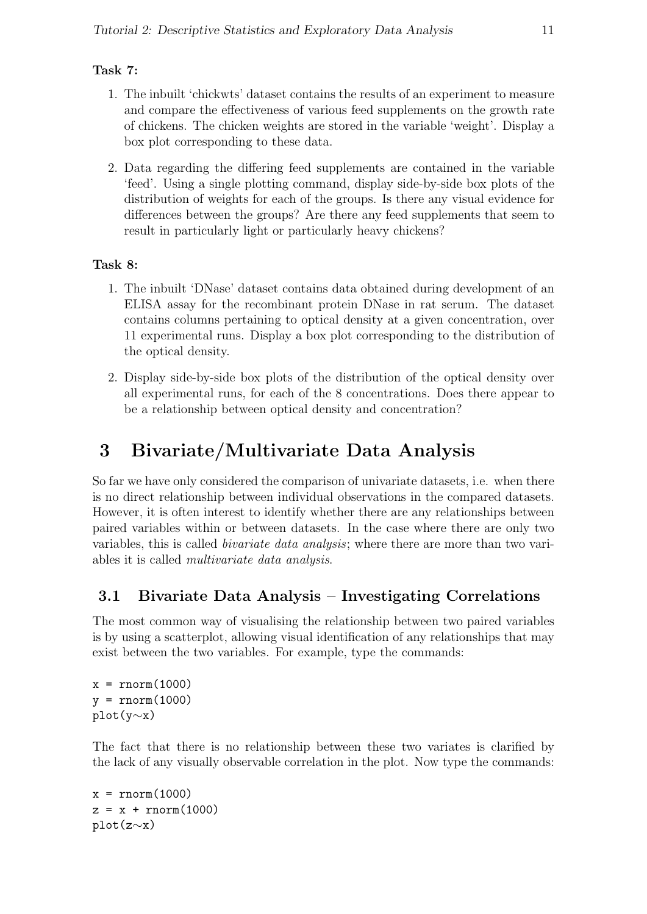**Task 7:**

1. The inbuilt 'chickwts' dataset contains the results of an experiment to measure and compare the effectiveness of various feed supplements on the growth rate of chickens. The chicken weights are stored in the variable 'weight'. Display a box plot corresponding to these data.

2. Data regarding the differing feed supplements are contained in the variable 'feed'. Using a single plotting command, display side-by-side box plots of the distribution of weights for each of the groups. Is there any visual evidence for differences between the groups? Are there any feed supplements that seem to result in particularly light or particularly heavy chickens?

**Task 8:**

1. The inbuilt 'DNase' dataset contains data obtained during development of an ELISA assay for the recombinant protein DNase in rat serum. The dataset contains columns pertaining to optical density at a given concentration, over 11 experimental runs. Display a box plot corresponding to the distribution of the optical density.

2. Display side-by-side box plots of the distribution of the optical density over all experimental runs, for each of the 8 concentrations. Does there appear to be a relationship between optical density and concentration?

# 3 Bivariate/Multivariate Data Analysis

So far we have only considered the comparison of univariate datasets, i.e. when there is no direct relationship between individual observations in the compared datasets. However, it is often interest to identify whether there are any relationships between paired variables within or between datasets. In the case where there are only two variables, this is called *bivariate data analysis*; where there are more than two variables it is called *multivariate data analysis*.

## 3.1 Bivariate Data Analysis – Investigating Correlations

The most common way of visualising the relationship between two paired variables is by using a scatterplot, allowing visual identification of any relationships that may exist between the two variables. For example, type the commands:

```
x = rnorm(1000)
y = rnorm(1000)
plot(y~x)
```

The fact that there is no relationship between these two variates is clarified by the lack of any visually observable correlation in the plot. Now type the commands:

```
x = rnorm(1000)
z = x + rnorm(1000)
plot(z~x)
```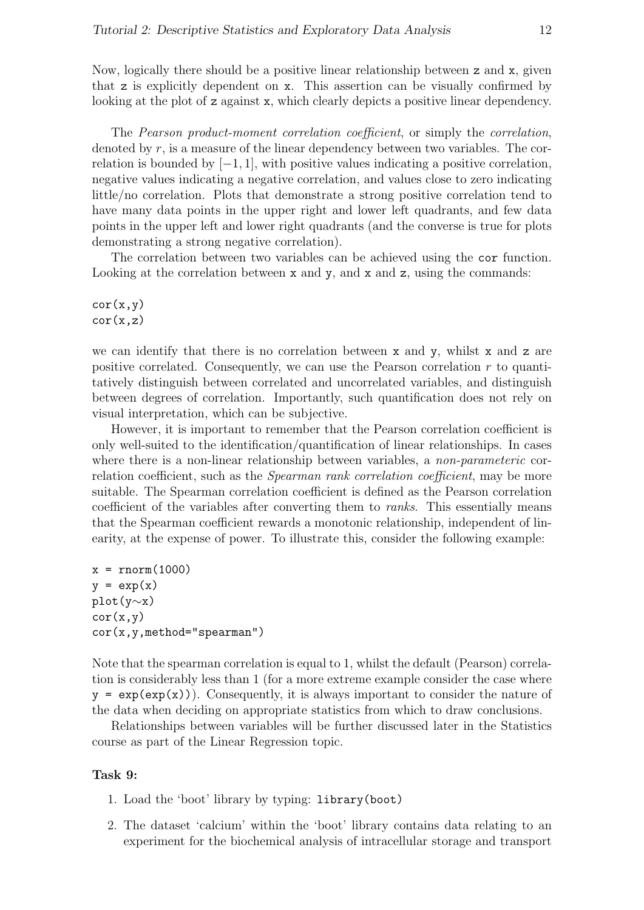Now, logically there should be a positive linear relationship between `z` and `x`, given that `z` is explicitly dependent on `x`. This assertion can be visually confirmed by looking at the plot of `z` against `x`, which clearly depicts a positive linear dependency.

The *Pearson product-moment correlation coefficient*, or simply the *correlation*, denoted by $r$, is a measure of the linear dependency between two variables. The correlation is bounded by $[-1, 1]$, with positive values indicating a positive correlation, negative values indicating a negative correlation, and values close to zero indicating little/no correlation. Plots that demonstrate a strong positive correlation tend to have many data points in the upper right and lower left quadrants, and few data points in the upper left and lower right quadrants (and the converse is true for plots demonstrating a strong negative correlation).

The correlation between two variables can be achieved using the `cor` function. Looking at the correlation between `x` and `y`, and `x` and `z`, using the commands:

```
cor(x,y)
cor(x,z)
```

we can identify that there is no correlation between `x` and `y`, whilst `x` and `z` are positive correlated. Consequently, we can use the Pearson correlation $r$ to quantitatively distinguish between correlated and uncorrelated variables, and distinguish between degrees of correlation. Importantly, such quantification does not rely on visual interpretation, which can be subjective.

However, it is important to remember that the Pearson correlation coefficient is only well-suited to the identification/quantification of linear relationships. In cases where there is a non-linear relationship between variables, a *non-parameteric* correlation coefficient, such as the *Spearman rank correlation coefficient*, may be more suitable. The Spearman correlation coefficient is defined as the Pearson correlation coefficient of the variables after converting them to *ranks*. This essentially means that the Spearman coefficient rewards a monotonic relationship, independent of linearity, at the expense of power. To illustrate this, consider the following example:

```
x = rnorm(1000)
y = exp(x)
plot(y~x)
cor(x,y)
cor(x,y,method="spearman")
```

Note that the spearman correlation is equal to 1, whilst the default (Pearson) correlation is considerably less than 1 (for a more extreme example consider the case where `y = exp(exp(x))`). Consequently, it is always important to consider the nature of the data when deciding on appropriate statistics from which to draw conclusions.

Relationships between variables will be further discussed later in the Statistics course as part of the Linear Regression topic.

**Task 9:**

1. Load the 'boot' library by typing: `library(boot)`
2. The dataset 'calcium' within the 'boot' library contains data relating to an experiment for the biochemical analysis of intracellular storage and transport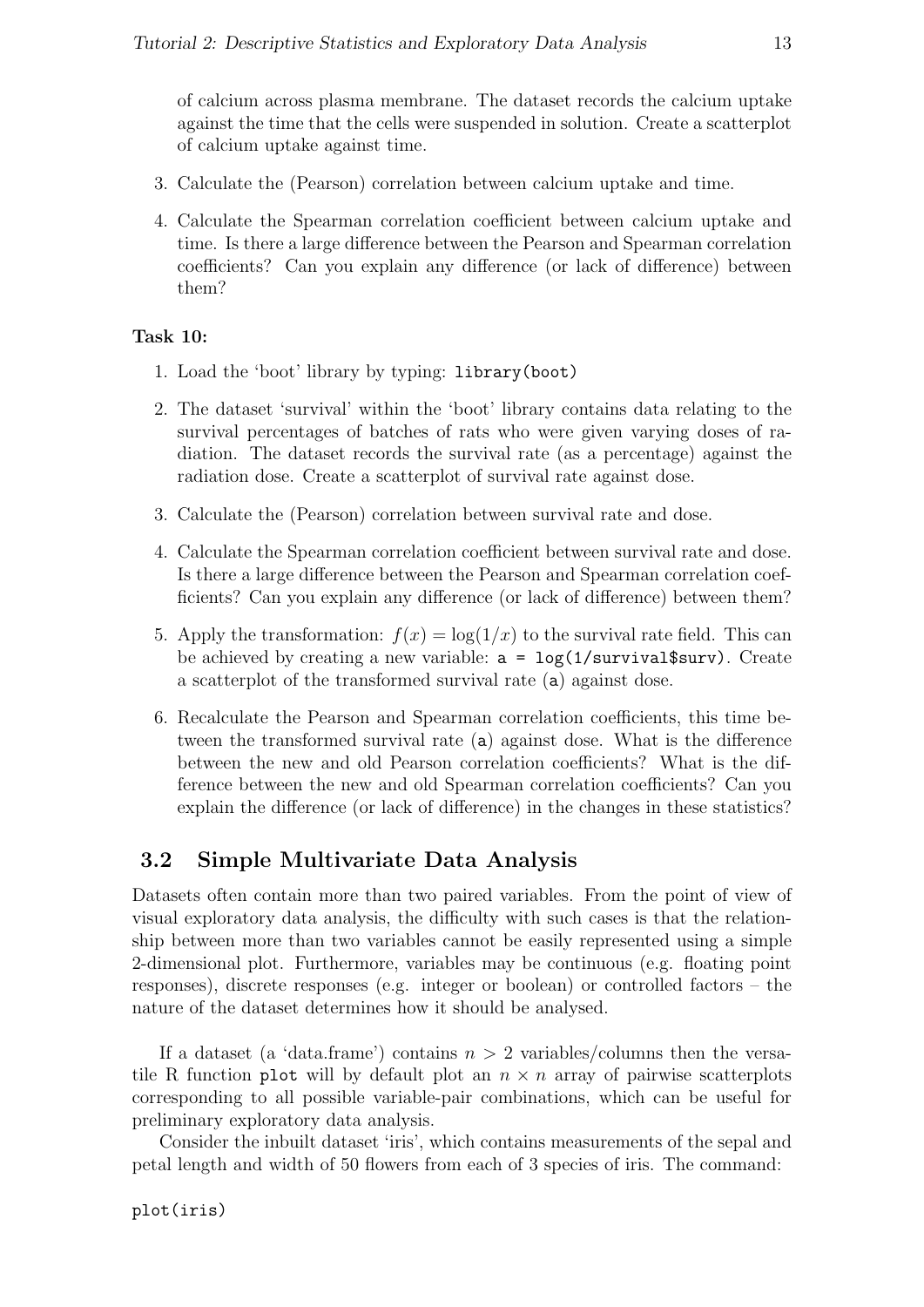of calcium across plasma membrane. The dataset records the calcium uptake against the time that the cells were suspended in solution. Create a scatterplot of calcium uptake against time.

3. Calculate the (Pearson) correlation between calcium uptake and time.

4. Calculate the Spearman correlation coefficient between calcium uptake and time. Is there a large difference between the Pearson and Spearman correlation coefficients? Can you explain any difference (or lack of difference) between them?

**Task 10:**

1. Load the 'boot' library by typing: `library(boot)`

2. The dataset 'survival' within the 'boot' library contains data relating to the survival percentages of batches of rats who were given varying doses of radiation. The dataset records the survival rate (as a percentage) against the radiation dose. Create a scatterplot of survival rate against dose.

3. Calculate the (Pearson) correlation between survival rate and dose.

4. Calculate the Spearman correlation coefficient between survival rate and dose. Is there a large difference between the Pearson and Spearman correlation coefficients? Can you explain any difference (or lack of difference) between them?

5. Apply the transformation: $f(x) = \log(1/x)$ to the survival rate field. This can be achieved by creating a new variable: `a = log(1/survival$surv)`. Create a scatterplot of the transformed survival rate (`a`) against dose.

6. Recalculate the Pearson and Spearman correlation coefficients, this time between the transformed survival rate (`a`) against dose. What is the difference between the new and old Pearson correlation coefficients? What is the difference between the new and old Spearman correlation coefficients? Can you explain the difference (or lack of difference) in the changes in these statistics?

## 3.2 Simple Multivariate Data Analysis

Datasets often contain more than two paired variables. From the point of view of visual exploratory data analysis, the difficulty with such cases is that the relationship between more than two variables cannot be easily represented using a simple 2-dimensional plot. Furthermore, variables may be continuous (e.g. floating point responses), discrete responses (e.g. integer or boolean) or controlled factors – the nature of the dataset determines how it should be analysed.

If a dataset (a 'data.frame') contains $n > 2$ variables/columns then the versatile R function `plot` will by default plot an $n \times n$ array of pairwise scatterplots corresponding to all possible variable-pair combinations, which can be useful for preliminary exploratory data analysis.

Consider the inbuilt dataset 'iris', which contains measurements of the sepal and petal length and width of 50 flowers from each of 3 species of iris. The command:

```
plot(iris)
```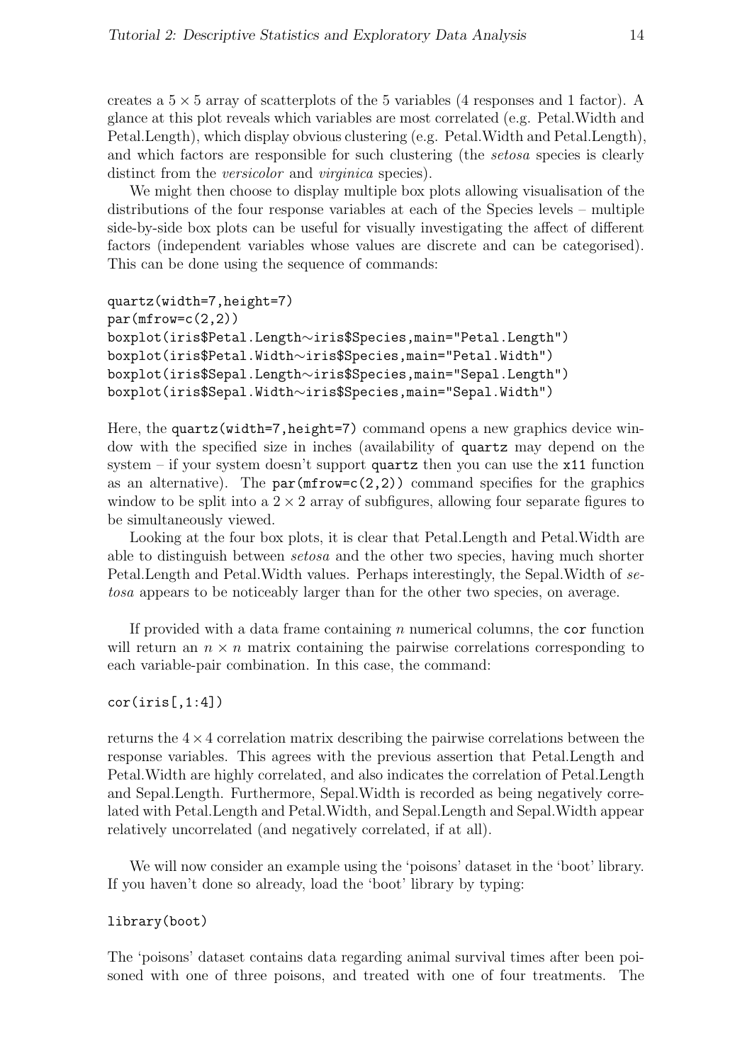creates a $5 \times 5$ array of scatterplots of the 5 variables (4 responses and 1 factor). A glance at this plot reveals which variables are most correlated (e.g. Petal.Width and Petal.Length), which display obvious clustering (e.g. Petal.Width and Petal.Length), and which factors are responsible for such clustering (the *setosa* species is clearly distinct from the *versicolor* and *virginica* species).

We might then choose to display multiple box plots allowing visualisation of the distributions of the four response variables at each of the Species levels – multiple side-by-side box plots can be useful for visually investigating the affect of different factors (independent variables whose values are discrete and can be categorised). This can be done using the sequence of commands:

```
quartz(width=7,height=7)
par(mfrow=c(2,2))
boxplot(iris$Petal.Length~iris$Species,main="Petal.Length")
boxplot(iris$Petal.Width~iris$Species,main="Petal.Width")
boxplot(iris$Sepal.Length~iris$Species,main="Sepal.Length")
boxplot(iris$Sepal.Width~iris$Species,main="Sepal.Width")
```

Here, the `quartz(width=7,height=7)` command opens a new graphics device window with the specified size in inches (availability of `quartz` may depend on the system – if your system doesn't support `quartz` then you can use the `x11` function as an alternative). The `par(mfrow=c(2,2))` command specifies for the graphics window to be split into a $2 \times 2$ array of subfigures, allowing four separate figures to be simultaneously viewed.

Looking at the four box plots, it is clear that Petal.Length and Petal.Width are able to distinguish between *setosa* and the other two species, having much shorter Petal.Length and Petal.Width values. Perhaps interestingly, the Sepal.Width of *setosa* appears to be noticeably larger than for the other two species, on average.

If provided with a data frame containing $n$ numerical columns, the `cor` function will return an $n \times n$ matrix containing the pairwise correlations corresponding to each variable-pair combination. In this case, the command:

```
cor(iris[,1:4])
```

returns the $4 \times 4$ correlation matrix describing the pairwise correlations between the response variables. This agrees with the previous assertion that Petal.Length and Petal.Width are highly correlated, and also indicates the correlation of Petal.Length and Sepal.Length. Furthermore, Sepal.Width is recorded as being negatively correlated with Petal.Length and Petal.Width, and Sepal.Length and Sepal.Width appear relatively uncorrelated (and negatively correlated, if at all).

We will now consider an example using the 'poisons' dataset in the 'boot' library. If you haven't done so already, load the 'boot' library by typing:

```
library(boot)
```

The 'poisons' dataset contains data regarding animal survival times after been poisoned with one of three poisons, and treated with one of four treatments. The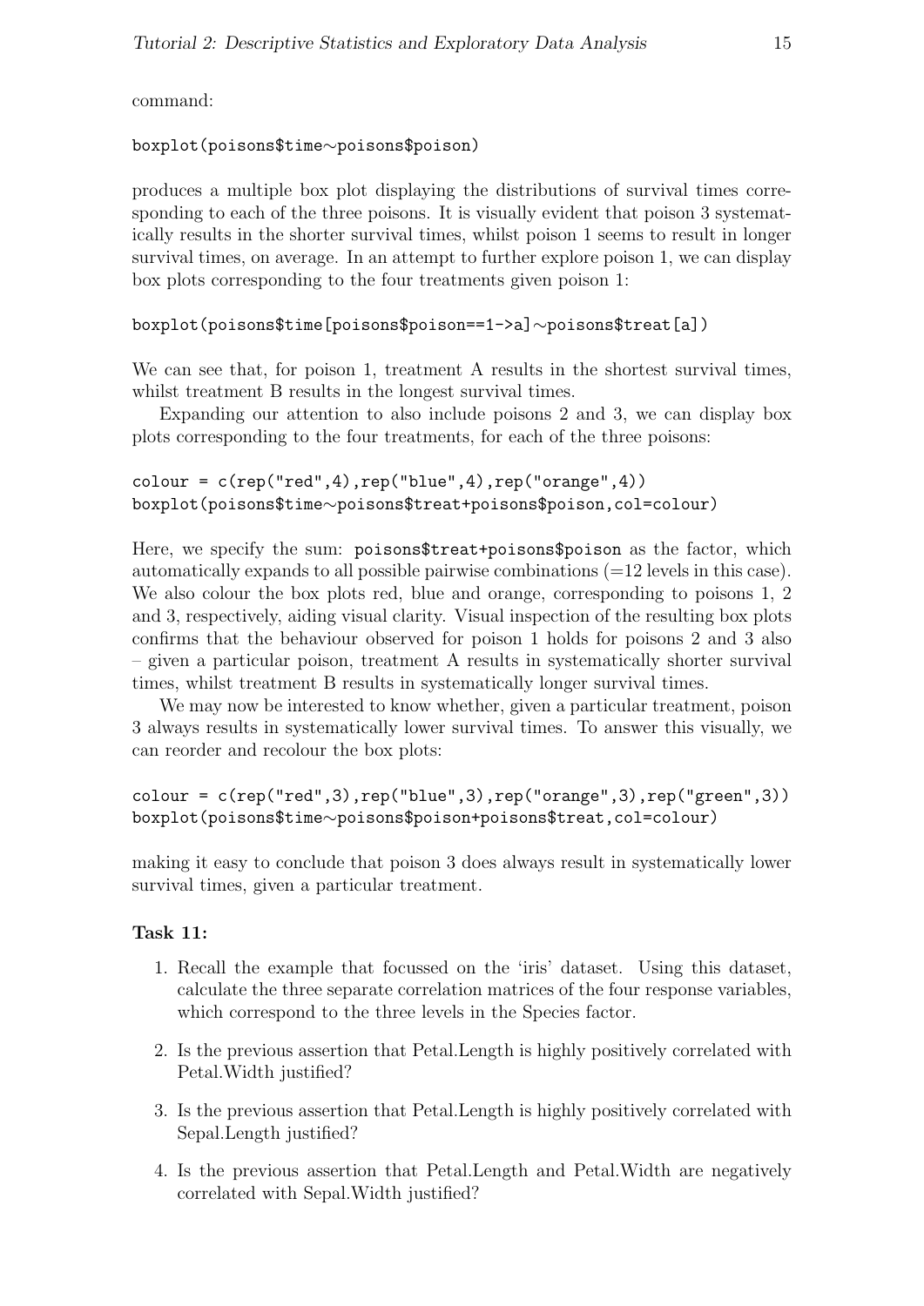command:

```
boxplot(poisons$time~poisons$poison)
```

produces a multiple box plot displaying the distributions of survival times corresponding to each of the three poisons. It is visually evident that poison 3 systematically results in the shorter survival times, whilst poison 1 seems to result in longer survival times, on average. In an attempt to further explore poison 1, we can display box plots corresponding to the four treatments given poison 1:

```
boxplot(poisons$time[poisons$poison==1->a]~poisons$treat[a])
```

We can see that, for poison 1, treatment A results in the shortest survival times, whilst treatment B results in the longest survival times.

Expanding our attention to also include poisons 2 and 3, we can display box plots corresponding to the four treatments, for each of the three poisons:

```
colour = c(rep("red",4),rep("blue",4),rep("orange",4))
boxplot(poisons$time~poisons$treat+poisons$poison,col=colour)
```

Here, we specify the sum: `poisons$treat+poisons$poison` as the factor, which automatically expands to all possible pairwise combinations (=12 levels in this case). We also colour the box plots red, blue and orange, corresponding to poisons 1, 2 and 3, respectively, aiding visual clarity. Visual inspection of the resulting box plots confirms that the behaviour observed for poison 1 holds for poisons 2 and 3 also – given a particular poison, treatment A results in systematically shorter survival times, whilst treatment B results in systematically longer survival times.

We may now be interested to know whether, given a particular treatment, poison 3 always results in systematically lower survival times. To answer this visually, we can reorder and recolour the box plots:

```
colour = c(rep("red",3),rep("blue",3),rep("orange",3),rep("green",3))
boxplot(poisons$time~poisons$poison+poisons$treat,col=colour)
```

making it easy to conclude that poison 3 does always result in systematically lower survival times, given a particular treatment.

**Task 11:**

1. Recall the example that focussed on the 'iris' dataset. Using this dataset, calculate the three separate correlation matrices of the four response variables, which correspond to the three levels in the Species factor.
2. Is the previous assertion that Petal.Length is highly positively correlated with Petal.Width justified?
3. Is the previous assertion that Petal.Length is highly positively correlated with Sepal.Length justified?
4. Is the previous assertion that Petal.Length and Petal.Width are negatively correlated with Sepal.Width justified?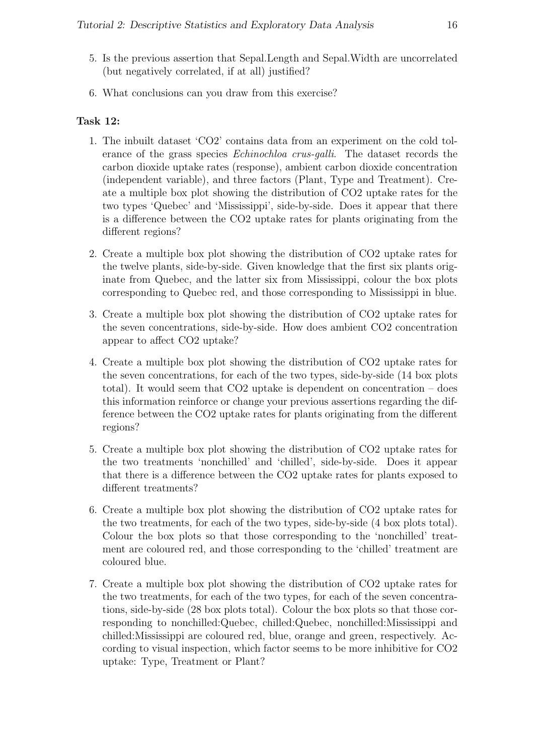5. Is the previous assertion that Sepal.Length and Sepal.Width are uncorrelated (but negatively correlated, if at all) justified?

6. What conclusions can you draw from this exercise?

**Task 12:**

1. The inbuilt dataset 'CO2' contains data from an experiment on the cold tolerance of the grass species *Echinochloa crus-galli*. The dataset records the carbon dioxide uptake rates (response), ambient carbon dioxide concentration (independent variable), and three factors (Plant, Type and Treatment). Create a multiple box plot showing the distribution of CO2 uptake rates for the two types 'Quebec' and 'Mississippi', side-by-side. Does it appear that there is a difference between the CO2 uptake rates for plants originating from the different regions?

2. Create a multiple box plot showing the distribution of CO2 uptake rates for the twelve plants, side-by-side. Given knowledge that the first six plants originate from Quebec, and the latter six from Mississippi, colour the box plots corresponding to Quebec red, and those corresponding to Mississippi in blue.

3. Create a multiple box plot showing the distribution of CO2 uptake rates for the seven concentrations, side-by-side. How does ambient CO2 concentration appear to affect CO2 uptake?

4. Create a multiple box plot showing the distribution of CO2 uptake rates for the seven concentrations, for each of the two types, side-by-side (14 box plots total). It would seem that CO2 uptake is dependent on concentration – does this information reinforce or change your previous assertions regarding the difference between the CO2 uptake rates for plants originating from the different regions?

5. Create a multiple box plot showing the distribution of CO2 uptake rates for the two treatments 'nonchilled' and 'chilled', side-by-side. Does it appear that there is a difference between the CO2 uptake rates for plants exposed to different treatments?

6. Create a multiple box plot showing the distribution of CO2 uptake rates for the two treatments, for each of the two types, side-by-side (4 box plots total). Colour the box plots so that those corresponding to the 'nonchilled' treatment are coloured red, and those corresponding to the 'chilled' treatment are coloured blue.

7. Create a multiple box plot showing the distribution of CO2 uptake rates for the two treatments, for each of the two types, for each of the seven concentrations, side-by-side (28 box plots total). Colour the box plots so that those corresponding to nonchilled:Quebec, chilled:Quebec, nonchilled:Mississippi and chilled:Mississippi are coloured red, blue, orange and green, respectively. According to visual inspection, which factor seems to be more inhibitive for CO2 uptake: Type, Treatment or Plant?